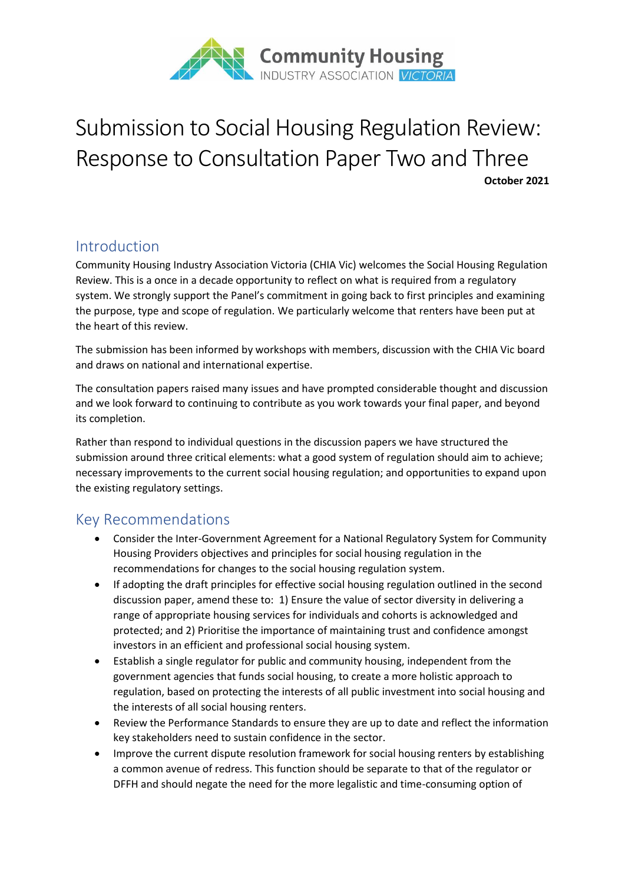# Submission to Social Housing Regulation Review: Response to Consultation Paper Two and Three

**October 2021**

## Introduction

Community Housing Industry Association Victoria (CHIA Vic) welcomes the Social Housing Regulation Review. This is a once in a decade opportunity to reflect on what is required from a regulatory system. We strongly support the Panel's commitment in going back to first principles and examining the purpose, type and scope of regulation. We particularly welcome that renters have been put at the heart of this review.

The submission has been informed by workshops with members, discussion with the CHIA Vic board and draws on national and international expertise.

The consultation papers raised many issues and have prompted considerable thought and discussion and we look forward to continuing to contribute as you work towards your final paper, and beyond its completion.

Rather than respond to individual questions in the discussion papers we have structured the submission around three critical elements: what a good system of regulation should aim to achieve; necessary improvements to the current social housing regulation; and opportunities to expand upon the existing regulatory settings.

## Key Recommendations

- Consider the Inter-Government Agreement for a National Regulatory System for Community Housing Providers objectives and principles for social housing regulation in the recommendations for changes to the social housing regulation system.
- If adopting the draft principles for effective social housing regulation outlined in the second discussion paper, amend these to: 1) Ensure the value of sector diversity in delivering a range of appropriate housing services for individuals and cohorts is acknowledged and protected; and 2) Prioritise the importance of maintaining trust and confidence amongst investors in an efficient and professional social housing system.
- Establish a single regulator for public and community housing, independent from the government agencies that funds social housing, to create a more holistic approach to regulation, based on protecting the interests of all public investment into social housing and the interests of all social housing renters.
- Review the Performance Standards to ensure they are up to date and reflect the information key stakeholders need to sustain confidence in the sector.
- Improve the current dispute resolution framework for social housing renters by establishing a common avenue of redress. This function should be separate to that of the regulator or DFFH and should negate the need for the more legalistic and time-consuming option of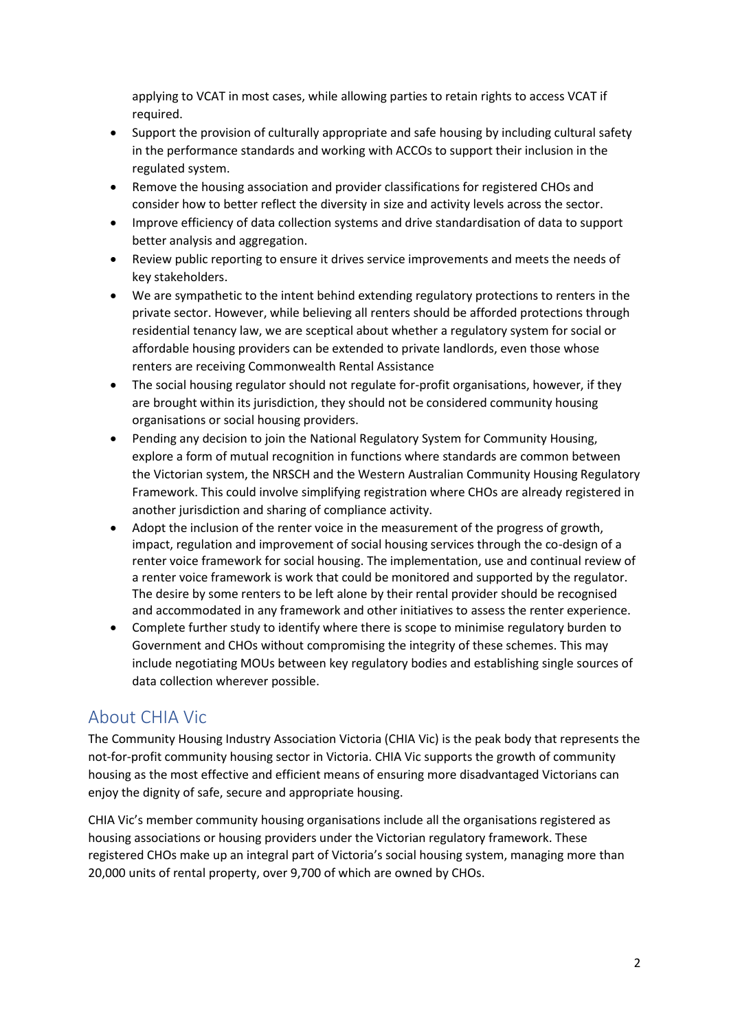applying to VCAT in most cases, while allowing parties to retain rights to access VCAT if required.

- Support the provision of culturally appropriate and safe housing by including cultural safety in the performance standards and working with ACCOs to support their inclusion in the regulated system.
- Remove the housing association and provider classifications for registered CHOs and consider how to better reflect the diversity in size and activity levels across the sector.
- Improve efficiency of data collection systems and drive standardisation of data to support better analysis and aggregation.
- Review public reporting to ensure it drives service improvements and meets the needs of key stakeholders.
- We are sympathetic to the intent behind extending regulatory protections to renters in the private sector. However, while believing all renters should be afforded protections through residential tenancy law, we are sceptical about whether a regulatory system for social or affordable housing providers can be extended to private landlords, even those whose renters are receiving Commonwealth Rental Assistance
- The social housing regulator should not regulate for-profit organisations, however, if they are brought within its jurisdiction, they should not be considered community housing organisations or social housing providers.
- Pending any decision to join the National Regulatory System for Community Housing, explore a form of mutual recognition in functions where standards are common between the Victorian system, the NRSCH and the Western Australian Community Housing Regulatory Framework. This could involve simplifying registration where CHOs are already registered in another jurisdiction and sharing of compliance activity.
- Adopt the inclusion of the renter voice in the measurement of the progress of growth, impact, regulation and improvement of social housing services through the co-design of a renter voice framework for social housing. The implementation, use and continual review of a renter voice framework is work that could be monitored and supported by the regulator. The desire by some renters to be left alone by their rental provider should be recognised and accommodated in any framework and other initiatives to assess the renter experience.
- Complete further study to identify where there is scope to minimise regulatory burden to Government and CHOs without compromising the integrity of these schemes. This may include negotiating MOUs between key regulatory bodies and establishing single sources of data collection wherever possible.

## About CHIA Vic

The Community Housing Industry Association Victoria (CHIA Vic) is the peak body that represents the not-for-profit community housing sector in Victoria. CHIA Vic supports the growth of community housing as the most effective and efficient means of ensuring more disadvantaged Victorians can enjoy the dignity of safe, secure and appropriate housing.

CHIA Vic's member community housing organisations include all the organisations registered as housing associations or housing providers under the Victorian regulatory framework. These registered CHOs make up an integral part of Victoria's social housing system, managing more than 20,000 units of rental property, over 9,700 of which are owned by CHOs.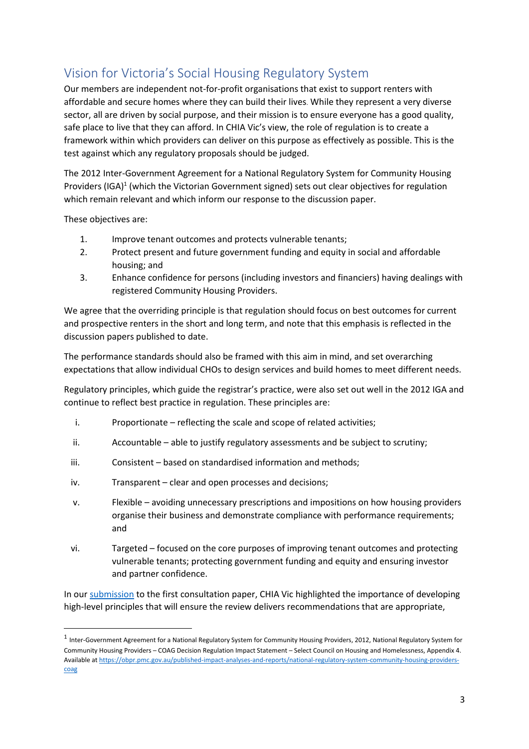## Vision for Victoria's Social Housing Regulatory System

Our members are independent not-for-profit organisations that exist to support renters with affordable and secure homes where they can build their lives. While they represent a very diverse sector, all are driven by social purpose, and their mission is to ensure everyone has a good quality, safe place to live that they can afford. In CHIA Vic's view, the role of regulation is to create a framework within which providers can deliver on this purpose as effectively as possible. This is the test against which any regulatory proposals should be judged.

The 2012 Inter-Government Agreement for a National Regulatory System for Community Housing Providers (IGA)[1] (which the Victorian Government signed) sets out clear objectives for regulation which remain relevant and which inform our response to the discussion paper.

These objectives are:

1. Improve tenant outcomes and protects vulnerable tenants;
2. Protect present and future government funding and equity in social and affordable housing; and
3. Enhance confidence for persons (including investors and financiers) having dealings with registered Community Housing Providers.

We agree that the overriding principle is that regulation should focus on best outcomes for current and prospective renters in the short and long term, and note that this emphasis is reflected in the discussion papers published to date.

The performance standards should also be framed with this aim in mind, and set overarching expectations that allow individual CHOs to design services and build homes to meet different needs.

Regulatory principles, which guide the registrar's practice, were also set out well in the 2012 IGA and continue to reflect best practice in regulation. These principles are:

i. Proportionate – reflecting the scale and scope of related activities;

ii. Accountable – able to justify regulatory assessments and be subject to scrutiny;

iii. Consistent – based on standardised information and methods;

iv. Transparent – clear and open processes and decisions;

v. Flexible – avoiding unnecessary prescriptions and impositions on how housing providers organise their business and demonstrate compliance with performance requirements; and

vi. Targeted – focused on the core purposes of improving tenant outcomes and protecting vulnerable tenants; protecting government funding and equity and ensuring investor and partner confidence.

In our [submission](#) to the first consultation paper, CHIA Vic highlighted the importance of developing high-level principles that will ensure the review delivers recommendations that are appropriate,

---

[1] Inter-Government Agreement for a National Regulatory System for Community Housing Providers, 2012, National Regulatory System for Community Housing Providers – COAG Decision Regulation Impact Statement – Select Council on Housing and Homelessness, Appendix 4. Available at https://obpr.pmc.gov.au/published-impact-analyses-and-reports/national-regulatory-system-community-housing-providers-coag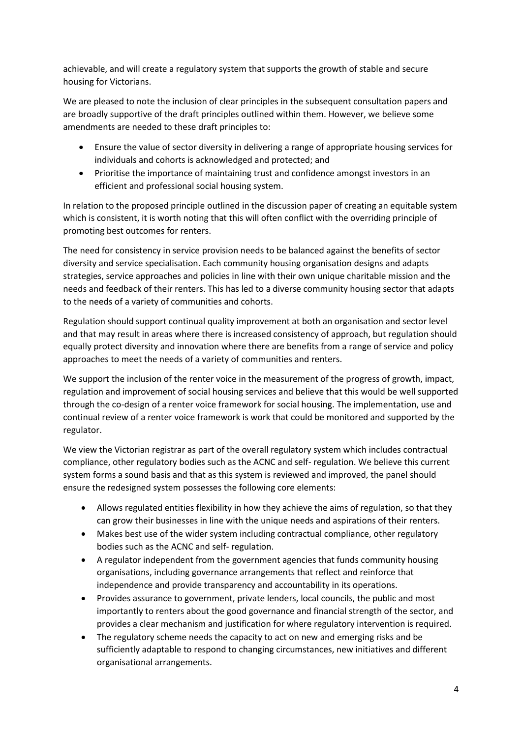achievable, and will create a regulatory system that supports the growth of stable and secure housing for Victorians.

We are pleased to note the inclusion of clear principles in the subsequent consultation papers and are broadly supportive of the draft principles outlined within them. However, we believe some amendments are needed to these draft principles to:

- Ensure the value of sector diversity in delivering a range of appropriate housing services for individuals and cohorts is acknowledged and protected; and
- Prioritise the importance of maintaining trust and confidence amongst investors in an efficient and professional social housing system.

In relation to the proposed principle outlined in the discussion paper of creating an equitable system which is consistent, it is worth noting that this will often conflict with the overriding principle of promoting best outcomes for renters.

The need for consistency in service provision needs to be balanced against the benefits of sector diversity and service specialisation. Each community housing organisation designs and adapts strategies, service approaches and policies in line with their own unique charitable mission and the needs and feedback of their renters. This has led to a diverse community housing sector that adapts to the needs of a variety of communities and cohorts.

Regulation should support continual quality improvement at both an organisation and sector level and that may result in areas where there is increased consistency of approach, but regulation should equally protect diversity and innovation where there are benefits from a range of service and policy approaches to meet the needs of a variety of communities and renters.

We support the inclusion of the renter voice in the measurement of the progress of growth, impact, regulation and improvement of social housing services and believe that this would be well supported through the co-design of a renter voice framework for social housing. The implementation, use and continual review of a renter voice framework is work that could be monitored and supported by the regulator.

We view the Victorian registrar as part of the overall regulatory system which includes contractual compliance, other regulatory bodies such as the ACNC and self- regulation. We believe this current system forms a sound basis and that as this system is reviewed and improved, the panel should ensure the redesigned system possesses the following core elements:

- Allows regulated entities flexibility in how they achieve the aims of regulation, so that they can grow their businesses in line with the unique needs and aspirations of their renters.
- Makes best use of the wider system including contractual compliance, other regulatory bodies such as the ACNC and self- regulation.
- A regulator independent from the government agencies that funds community housing organisations, including governance arrangements that reflect and reinforce that independence and provide transparency and accountability in its operations.
- Provides assurance to government, private lenders, local councils, the public and most importantly to renters about the good governance and financial strength of the sector, and provides a clear mechanism and justification for where regulatory intervention is required.
- The regulatory scheme needs the capacity to act on new and emerging risks and be sufficiently adaptable to respond to changing circumstances, new initiatives and different organisational arrangements.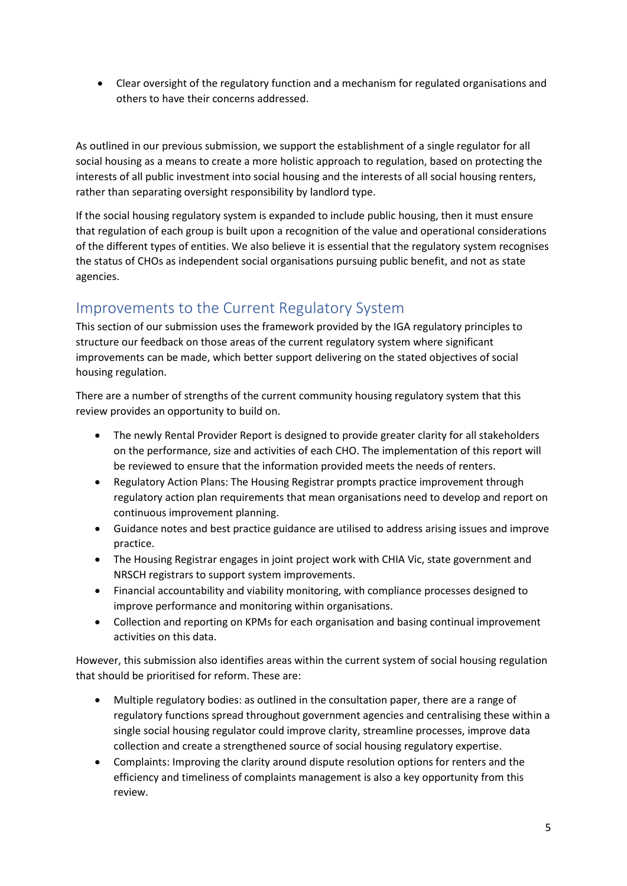- Clear oversight of the regulatory function and a mechanism for regulated organisations and others to have their concerns addressed.

As outlined in our previous submission, we support the establishment of a single regulator for all social housing as a means to create a more holistic approach to regulation, based on protecting the interests of all public investment into social housing and the interests of all social housing renters, rather than separating oversight responsibility by landlord type.

If the social housing regulatory system is expanded to include public housing, then it must ensure that regulation of each group is built upon a recognition of the value and operational considerations of the different types of entities. We also believe it is essential that the regulatory system recognises the status of CHOs as independent social organisations pursuing public benefit, and not as state agencies.

## Improvements to the Current Regulatory System

This section of our submission uses the framework provided by the IGA regulatory principles to structure our feedback on those areas of the current regulatory system where significant improvements can be made, which better support delivering on the stated objectives of social housing regulation.

There are a number of strengths of the current community housing regulatory system that this review provides an opportunity to build on.

- The newly Rental Provider Report is designed to provide greater clarity for all stakeholders on the performance, size and activities of each CHO. The implementation of this report will be reviewed to ensure that the information provided meets the needs of renters.
- Regulatory Action Plans: The Housing Registrar prompts practice improvement through regulatory action plan requirements that mean organisations need to develop and report on continuous improvement planning.
- Guidance notes and best practice guidance are utilised to address arising issues and improve practice.
- The Housing Registrar engages in joint project work with CHIA Vic, state government and NRSCH registrars to support system improvements.
- Financial accountability and viability monitoring, with compliance processes designed to improve performance and monitoring within organisations.
- Collection and reporting on KPMs for each organisation and basing continual improvement activities on this data.

However, this submission also identifies areas within the current system of social housing regulation that should be prioritised for reform. These are:

- Multiple regulatory bodies: as outlined in the consultation paper, there are a range of regulatory functions spread throughout government agencies and centralising these within a single social housing regulator could improve clarity, streamline processes, improve data collection and create a strengthened source of social housing regulatory expertise.
- Complaints: Improving the clarity around dispute resolution options for renters and the efficiency and timeliness of complaints management is also a key opportunity from this review.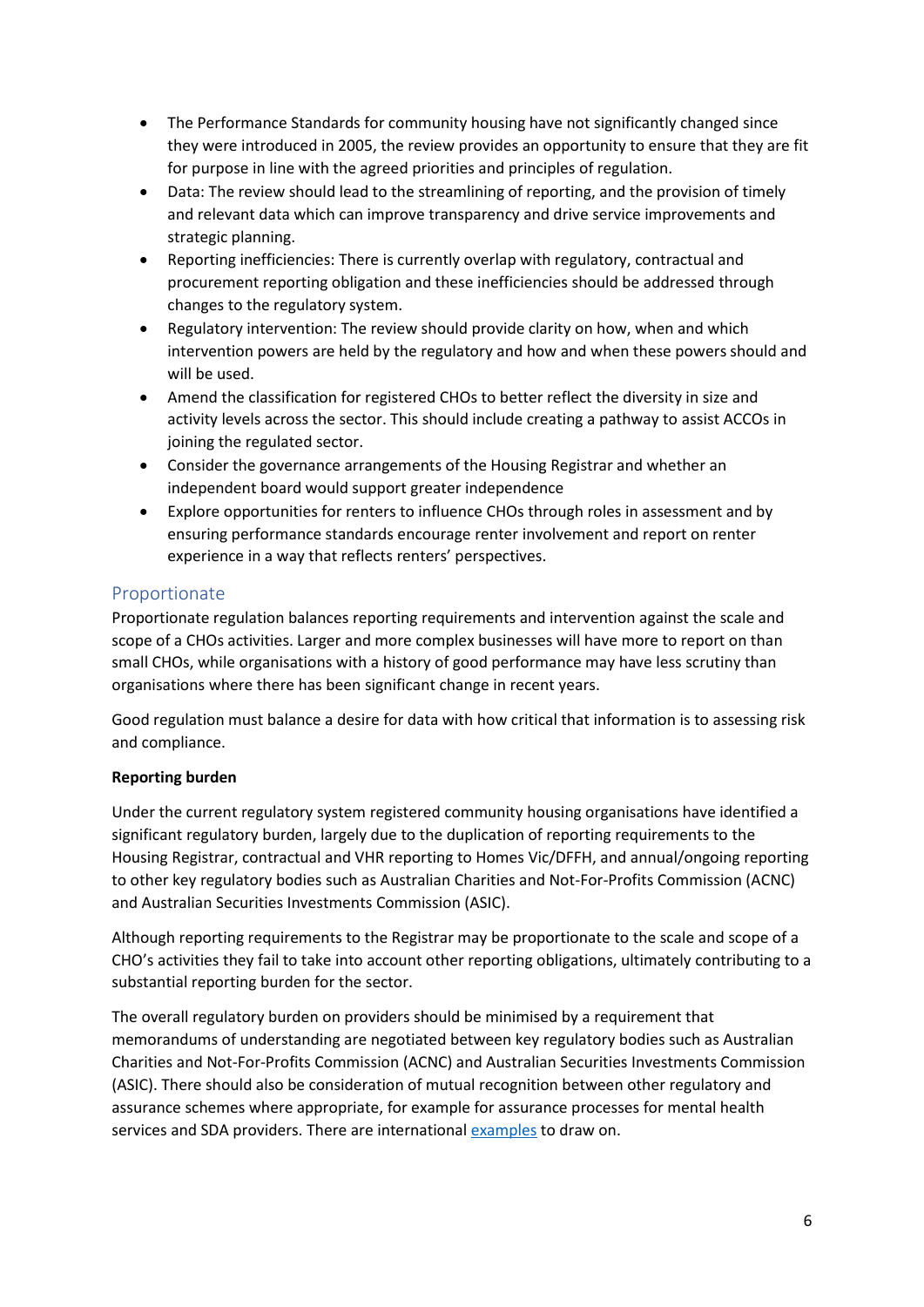- The Performance Standards for community housing have not significantly changed since they were introduced in 2005, the review provides an opportunity to ensure that they are fit for purpose in line with the agreed priorities and principles of regulation.
- Data: The review should lead to the streamlining of reporting, and the provision of timely and relevant data which can improve transparency and drive service improvements and strategic planning.
- Reporting inefficiencies: There is currently overlap with regulatory, contractual and procurement reporting obligation and these inefficiencies should be addressed through changes to the regulatory system.
- Regulatory intervention: The review should provide clarity on how, when and which intervention powers are held by the regulatory and how and when these powers should and will be used.
- Amend the classification for registered CHOs to better reflect the diversity in size and activity levels across the sector. This should include creating a pathway to assist ACCOs in joining the regulated sector.
- Consider the governance arrangements of the Housing Registrar and whether an independent board would support greater independence
- Explore opportunities for renters to influence CHOs through roles in assessment and by ensuring performance standards encourage renter involvement and report on renter experience in a way that reflects renters' perspectives.

## Proportionate

Proportionate regulation balances reporting requirements and intervention against the scale and scope of a CHOs activities. Larger and more complex businesses will have more to report on than small CHOs, while organisations with a history of good performance may have less scrutiny than organisations where there has been significant change in recent years.

Good regulation must balance a desire for data with how critical that information is to assessing risk and compliance.

**Reporting burden**

Under the current regulatory system registered community housing organisations have identified a significant regulatory burden, largely due to the duplication of reporting requirements to the Housing Registrar, contractual and VHR reporting to Homes Vic/DFFH, and annual/ongoing reporting to other key regulatory bodies such as Australian Charities and Not-For-Profits Commission (ACNC) and Australian Securities Investments Commission (ASIC).

Although reporting requirements to the Registrar may be proportionate to the scale and scope of a CHO's activities they fail to take into account other reporting obligations, ultimately contributing to a substantial reporting burden for the sector.

The overall regulatory burden on providers should be minimised by a requirement that memorandums of understanding are negotiated between key regulatory bodies such as Australian Charities and Not-For-Profits Commission (ACNC) and Australian Securities Investments Commission (ASIC). There should also be consideration of mutual recognition between other regulatory and assurance schemes where appropriate, for example for assurance processes for mental health services and SDA providers. There are international examples to draw on.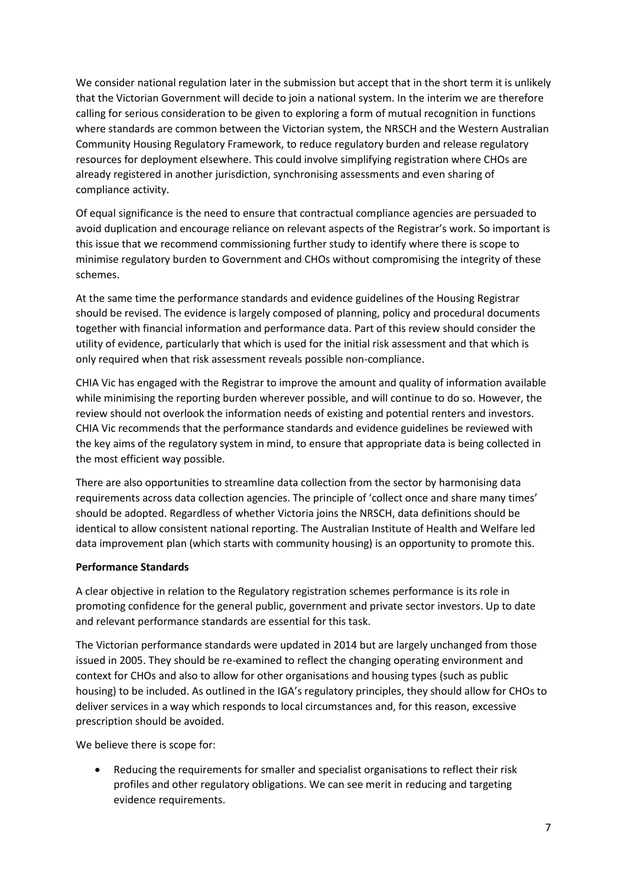We consider national regulation later in the submission but accept that in the short term it is unlikely that the Victorian Government will decide to join a national system. In the interim we are therefore calling for serious consideration to be given to exploring a form of mutual recognition in functions where standards are common between the Victorian system, the NRSCH and the Western Australian Community Housing Regulatory Framework, to reduce regulatory burden and release regulatory resources for deployment elsewhere. This could involve simplifying registration where CHOs are already registered in another jurisdiction, synchronising assessments and even sharing of compliance activity.

Of equal significance is the need to ensure that contractual compliance agencies are persuaded to avoid duplication and encourage reliance on relevant aspects of the Registrar's work. So important is this issue that we recommend commissioning further study to identify where there is scope to minimise regulatory burden to Government and CHOs without compromising the integrity of these schemes.

At the same time the performance standards and evidence guidelines of the Housing Registrar should be revised. The evidence is largely composed of planning, policy and procedural documents together with financial information and performance data. Part of this review should consider the utility of evidence, particularly that which is used for the initial risk assessment and that which is only required when that risk assessment reveals possible non-compliance.

CHIA Vic has engaged with the Registrar to improve the amount and quality of information available while minimising the reporting burden wherever possible, and will continue to do so. However, the review should not overlook the information needs of existing and potential renters and investors. CHIA Vic recommends that the performance standards and evidence guidelines be reviewed with the key aims of the regulatory system in mind, to ensure that appropriate data is being collected in the most efficient way possible.

There are also opportunities to streamline data collection from the sector by harmonising data requirements across data collection agencies. The principle of 'collect once and share many times' should be adopted. Regardless of whether Victoria joins the NRSCH, data definitions should be identical to allow consistent national reporting. The Australian Institute of Health and Welfare led data improvement plan (which starts with community housing) is an opportunity to promote this.

**Performance Standards**

A clear objective in relation to the Regulatory registration schemes performance is its role in promoting confidence for the general public, government and private sector investors. Up to date and relevant performance standards are essential for this task.

The Victorian performance standards were updated in 2014 but are largely unchanged from those issued in 2005. They should be re-examined to reflect the changing operating environment and context for CHOs and also to allow for other organisations and housing types (such as public housing) to be included. As outlined in the IGA's regulatory principles, they should allow for CHOs to deliver services in a way which responds to local circumstances and, for this reason, excessive prescription should be avoided.

We believe there is scope for:

- Reducing the requirements for smaller and specialist organisations to reflect their risk profiles and other regulatory obligations. We can see merit in reducing and targeting evidence requirements.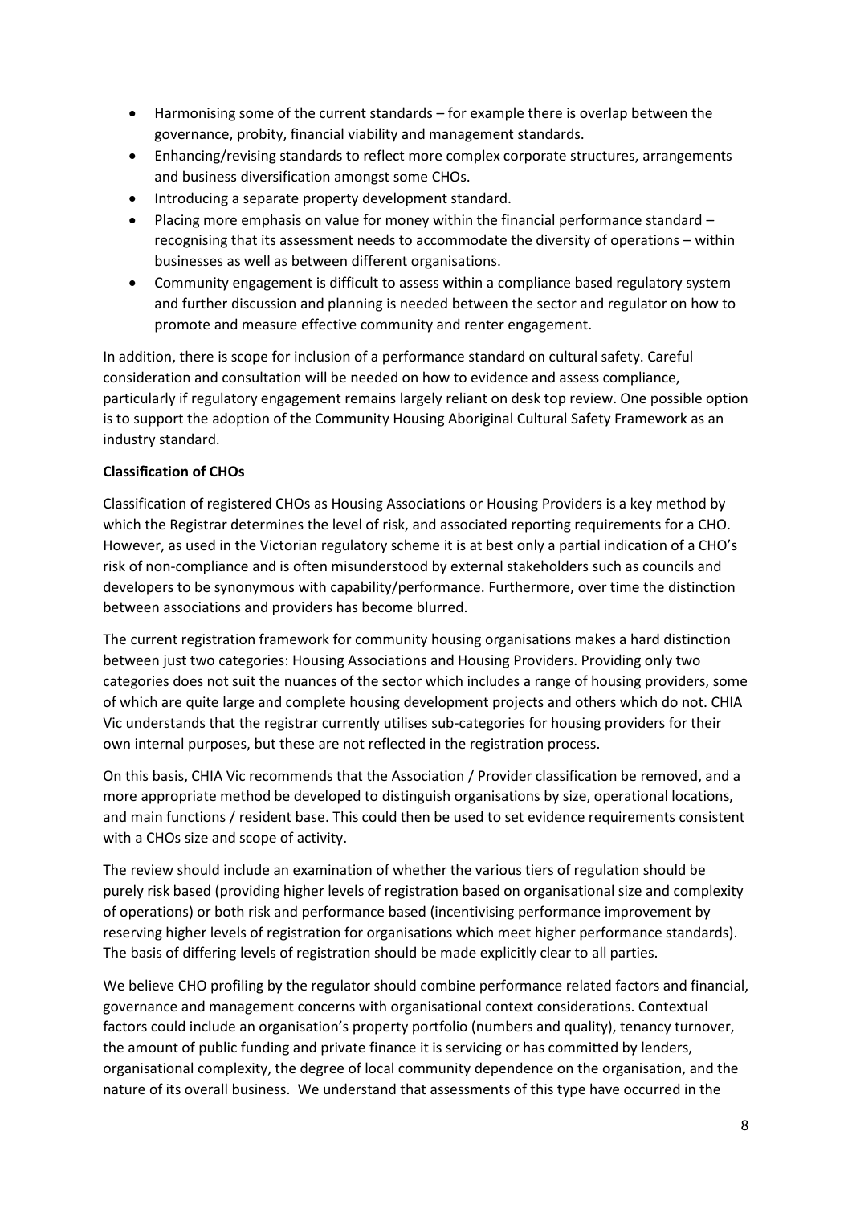- Harmonising some of the current standards – for example there is overlap between the governance, probity, financial viability and management standards.
- Enhancing/revising standards to reflect more complex corporate structures, arrangements and business diversification amongst some CHOs.
- Introducing a separate property development standard.
- Placing more emphasis on value for money within the financial performance standard – recognising that its assessment needs to accommodate the diversity of operations – within businesses as well as between different organisations.
- Community engagement is difficult to assess within a compliance based regulatory system and further discussion and planning is needed between the sector and regulator on how to promote and measure effective community and renter engagement.

In addition, there is scope for inclusion of a performance standard on cultural safety. Careful consideration and consultation will be needed on how to evidence and assess compliance, particularly if regulatory engagement remains largely reliant on desk top review. One possible option is to support the adoption of the Community Housing Aboriginal Cultural Safety Framework as an industry standard.

**Classification of CHOs**

Classification of registered CHOs as Housing Associations or Housing Providers is a key method by which the Registrar determines the level of risk, and associated reporting requirements for a CHO. However, as used in the Victorian regulatory scheme it is at best only a partial indication of a CHO's risk of non-compliance and is often misunderstood by external stakeholders such as councils and developers to be synonymous with capability/performance. Furthermore, over time the distinction between associations and providers has become blurred.

The current registration framework for community housing organisations makes a hard distinction between just two categories: Housing Associations and Housing Providers. Providing only two categories does not suit the nuances of the sector which includes a range of housing providers, some of which are quite large and complete housing development projects and others which do not. CHIA Vic understands that the registrar currently utilises sub-categories for housing providers for their own internal purposes, but these are not reflected in the registration process.

On this basis, CHIA Vic recommends that the Association / Provider classification be removed, and a more appropriate method be developed to distinguish organisations by size, operational locations, and main functions / resident base. This could then be used to set evidence requirements consistent with a CHOs size and scope of activity.

The review should include an examination of whether the various tiers of regulation should be purely risk based (providing higher levels of registration based on organisational size and complexity of operations) or both risk and performance based (incentivising performance improvement by reserving higher levels of registration for organisations which meet higher performance standards). The basis of differing levels of registration should be made explicitly clear to all parties.

We believe CHO profiling by the regulator should combine performance related factors and financial, governance and management concerns with organisational context considerations. Contextual factors could include an organisation's property portfolio (numbers and quality), tenancy turnover, the amount of public funding and private finance it is servicing or has committed by lenders, organisational complexity, the degree of local community dependence on the organisation, and the nature of its overall business. We understand that assessments of this type have occurred in the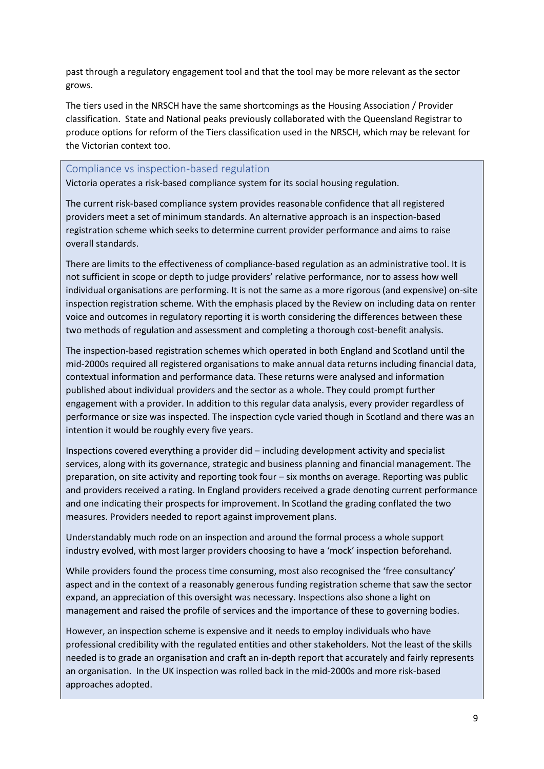past through a regulatory engagement tool and that the tool may be more relevant as the sector grows.

The tiers used in the NRSCH have the same shortcomings as the Housing Association / Provider classification. State and National peaks previously collaborated with the Queensland Registrar to produce options for reform of the Tiers classification used in the NRSCH, which may be relevant for the Victorian context too.

## Compliance vs inspection-based regulation

Victoria operates a risk-based compliance system for its social housing regulation.

The current risk-based compliance system provides reasonable confidence that all registered providers meet a set of minimum standards. An alternative approach is an inspection-based registration scheme which seeks to determine current provider performance and aims to raise overall standards.

There are limits to the effectiveness of compliance-based regulation as an administrative tool. It is not sufficient in scope or depth to judge providers' relative performance, nor to assess how well individual organisations are performing. It is not the same as a more rigorous (and expensive) on-site inspection registration scheme. With the emphasis placed by the Review on including data on renter voice and outcomes in regulatory reporting it is worth considering the differences between these two methods of regulation and assessment and completing a thorough cost-benefit analysis.

The inspection-based registration schemes which operated in both England and Scotland until the mid-2000s required all registered organisations to make annual data returns including financial data, contextual information and performance data. These returns were analysed and information published about individual providers and the sector as a whole. They could prompt further engagement with a provider. In addition to this regular data analysis, every provider regardless of performance or size was inspected. The inspection cycle varied though in Scotland and there was an intention it would be roughly every five years.

Inspections covered everything a provider did – including development activity and specialist services, along with its governance, strategic and business planning and financial management. The preparation, on site activity and reporting took four – six months on average. Reporting was public and providers received a rating. In England providers received a grade denoting current performance and one indicating their prospects for improvement. In Scotland the grading conflated the two measures. Providers needed to report against improvement plans.

Understandably much rode on an inspection and around the formal process a whole support industry evolved, with most larger providers choosing to have a 'mock' inspection beforehand.

While providers found the process time consuming, most also recognised the 'free consultancy' aspect and in the context of a reasonably generous funding registration scheme that saw the sector expand, an appreciation of this oversight was necessary. Inspections also shone a light on management and raised the profile of services and the importance of these to governing bodies.

However, an inspection scheme is expensive and it needs to employ individuals who have professional credibility with the regulated entities and other stakeholders. Not the least of the skills needed is to grade an organisation and craft an in-depth report that accurately and fairly represents an organisation. In the UK inspection was rolled back in the mid-2000s and more risk-based approaches adopted.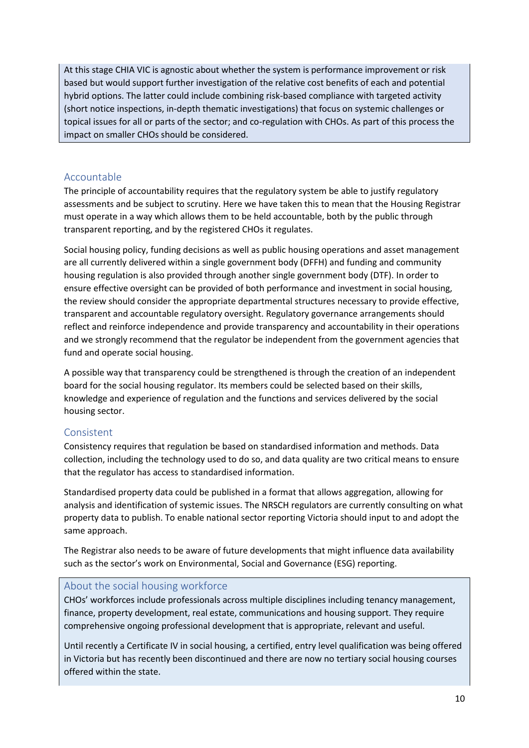At this stage CHIA VIC is agnostic about whether the system is performance improvement or risk based but would support further investigation of the relative cost benefits of each and potential hybrid options. The latter could include combining risk-based compliance with targeted activity (short notice inspections, in-depth thematic investigations) that focus on systemic challenges or topical issues for all or parts of the sector; and co-regulation with CHOs. As part of this process the impact on smaller CHOs should be considered.

## Accountable

The principle of accountability requires that the regulatory system be able to justify regulatory assessments and be subject to scrutiny. Here we have taken this to mean that the Housing Registrar must operate in a way which allows them to be held accountable, both by the public through transparent reporting, and by the registered CHOs it regulates.

Social housing policy, funding decisions as well as public housing operations and asset management are all currently delivered within a single government body (DFFH) and funding and community housing regulation is also provided through another single government body (DTF). In order to ensure effective oversight can be provided of both performance and investment in social housing, the review should consider the appropriate departmental structures necessary to provide effective, transparent and accountable regulatory oversight. Regulatory governance arrangements should reflect and reinforce independence and provide transparency and accountability in their operations and we strongly recommend that the regulator be independent from the government agencies that fund and operate social housing.

A possible way that transparency could be strengthened is through the creation of an independent board for the social housing regulator. Its members could be selected based on their skills, knowledge and experience of regulation and the functions and services delivered by the social housing sector.

## Consistent

Consistency requires that regulation be based on standardised information and methods. Data collection, including the technology used to do so, and data quality are two critical means to ensure that the regulator has access to standardised information.

Standardised property data could be published in a format that allows aggregation, allowing for analysis and identification of systemic issues. The NRSCH regulators are currently consulting on what property data to publish. To enable national sector reporting Victoria should input to and adopt the same approach.

The Registrar also needs to be aware of future developments that might influence data availability such as the sector's work on Environmental, Social and Governance (ESG) reporting.

## About the social housing workforce

CHOs' workforces include professionals across multiple disciplines including tenancy management, finance, property development, real estate, communications and housing support. They require comprehensive ongoing professional development that is appropriate, relevant and useful.

Until recently a Certificate IV in social housing, a certified, entry level qualification was being offered in Victoria but has recently been discontinued and there are now no tertiary social housing courses offered within the state.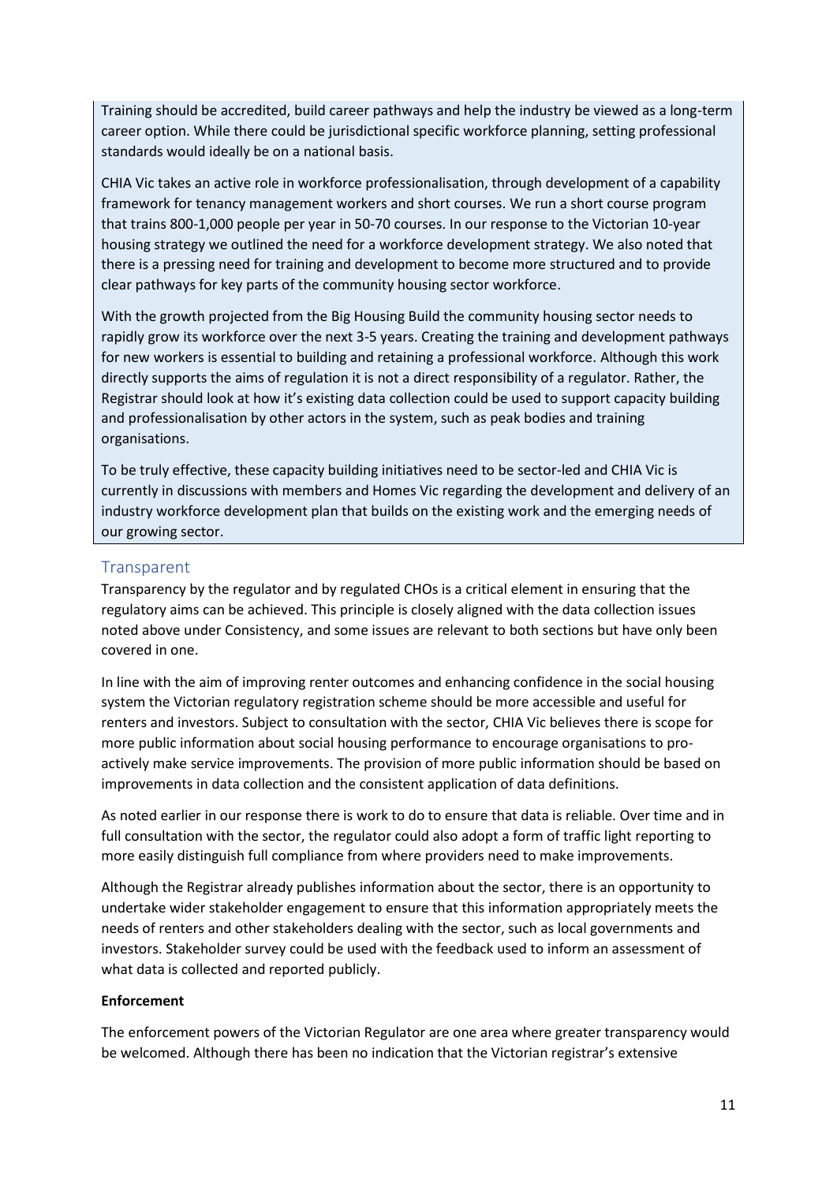Training should be accredited, build career pathways and help the industry be viewed as a long-term career option. While there could be jurisdictional specific workforce planning, setting professional standards would ideally be on a national basis.

CHIA Vic takes an active role in workforce professionalisation, through development of a capability framework for tenancy management workers and short courses. We run a short course program that trains 800-1,000 people per year in 50-70 courses. In our response to the Victorian 10-year housing strategy we outlined the need for a workforce development strategy. We also noted that there is a pressing need for training and development to become more structured and to provide clear pathways for key parts of the community housing sector workforce.

With the growth projected from the Big Housing Build the community housing sector needs to rapidly grow its workforce over the next 3-5 years. Creating the training and development pathways for new workers is essential to building and retaining a professional workforce. Although this work directly supports the aims of regulation it is not a direct responsibility of a regulator. Rather, the Registrar should look at how it's existing data collection could be used to support capacity building and professionalisation by other actors in the system, such as peak bodies and training organisations.

To be truly effective, these capacity building initiatives need to be sector-led and CHIA Vic is currently in discussions with members and Homes Vic regarding the development and delivery of an industry workforce development plan that builds on the existing work and the emerging needs of our growing sector.

## Transparent

Transparency by the regulator and by regulated CHOs is a critical element in ensuring that the regulatory aims can be achieved. This principle is closely aligned with the data collection issues noted above under Consistency, and some issues are relevant to both sections but have only been covered in one.

In line with the aim of improving renter outcomes and enhancing confidence in the social housing system the Victorian regulatory registration scheme should be more accessible and useful for renters and investors. Subject to consultation with the sector, CHIA Vic believes there is scope for more public information about social housing performance to encourage organisations to pro-actively make service improvements. The provision of more public information should be based on improvements in data collection and the consistent application of data definitions.

As noted earlier in our response there is work to do to ensure that data is reliable. Over time and in full consultation with the sector, the regulator could also adopt a form of traffic light reporting to more easily distinguish full compliance from where providers need to make improvements.

Although the Registrar already publishes information about the sector, there is an opportunity to undertake wider stakeholder engagement to ensure that this information appropriately meets the needs of renters and other stakeholders dealing with the sector, such as local governments and investors. Stakeholder survey could be used with the feedback used to inform an assessment of what data is collected and reported publicly.

**Enforcement**

The enforcement powers of the Victorian Regulator are one area where greater transparency would be welcomed. Although there has been no indication that the Victorian registrar's extensive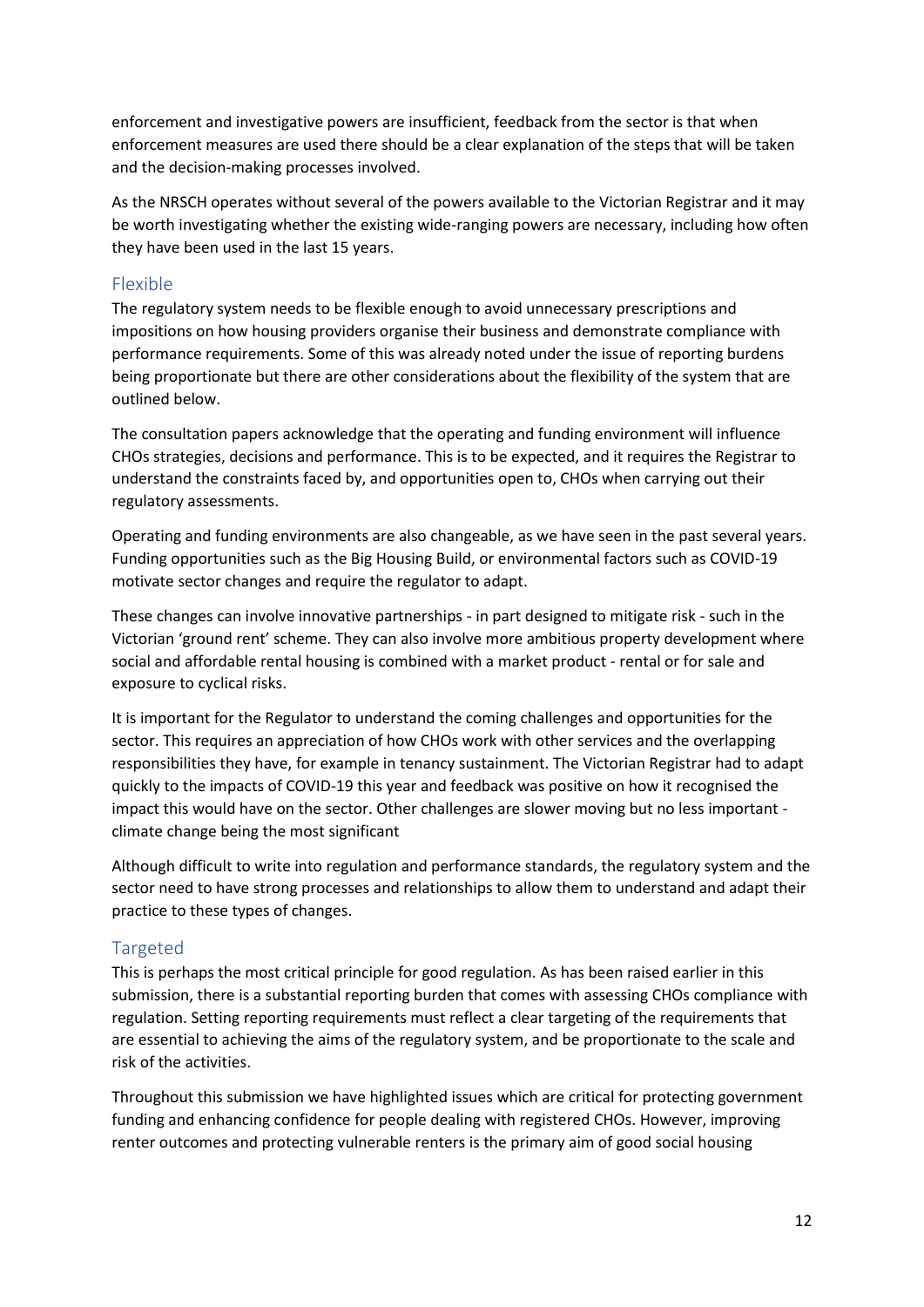enforcement and investigative powers are insufficient, feedback from the sector is that when enforcement measures are used there should be a clear explanation of the steps that will be taken and the decision-making processes involved.

As the NRSCH operates without several of the powers available to the Victorian Registrar and it may be worth investigating whether the existing wide-ranging powers are necessary, including how often they have been used in the last 15 years.

## Flexible

The regulatory system needs to be flexible enough to avoid unnecessary prescriptions and impositions on how housing providers organise their business and demonstrate compliance with performance requirements. Some of this was already noted under the issue of reporting burdens being proportionate but there are other considerations about the flexibility of the system that are outlined below.

The consultation papers acknowledge that the operating and funding environment will influence CHOs strategies, decisions and performance. This is to be expected, and it requires the Registrar to understand the constraints faced by, and opportunities open to, CHOs when carrying out their regulatory assessments.

Operating and funding environments are also changeable, as we have seen in the past several years. Funding opportunities such as the Big Housing Build, or environmental factors such as COVID-19 motivate sector changes and require the regulator to adapt.

These changes can involve innovative partnerships - in part designed to mitigate risk - such in the Victorian 'ground rent' scheme. They can also involve more ambitious property development where social and affordable rental housing is combined with a market product - rental or for sale and exposure to cyclical risks.

It is important for the Regulator to understand the coming challenges and opportunities for the sector. This requires an appreciation of how CHOs work with other services and the overlapping responsibilities they have, for example in tenancy sustainment. The Victorian Registrar had to adapt quickly to the impacts of COVID-19 this year and feedback was positive on how it recognised the impact this would have on the sector. Other challenges are slower moving but no less important - climate change being the most significant

Although difficult to write into regulation and performance standards, the regulatory system and the sector need to have strong processes and relationships to allow them to understand and adapt their practice to these types of changes.

## Targeted

This is perhaps the most critical principle for good regulation. As has been raised earlier in this submission, there is a substantial reporting burden that comes with assessing CHOs compliance with regulation. Setting reporting requirements must reflect a clear targeting of the requirements that are essential to achieving the aims of the regulatory system, and be proportionate to the scale and risk of the activities.

Throughout this submission we have highlighted issues which are critical for protecting government funding and enhancing confidence for people dealing with registered CHOs. However, improving renter outcomes and protecting vulnerable renters is the primary aim of good social housing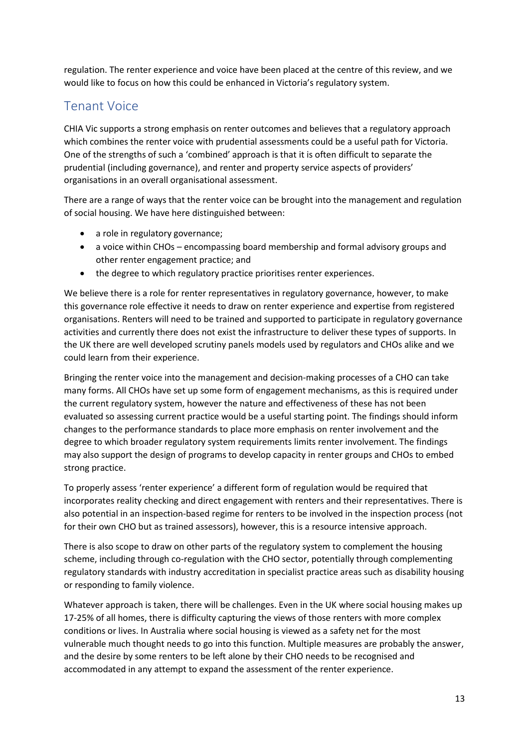regulation. The renter experience and voice have been placed at the centre of this review, and we would like to focus on how this could be enhanced in Victoria's regulatory system.

## Tenant Voice

CHIA Vic supports a strong emphasis on renter outcomes and believes that a regulatory approach which combines the renter voice with prudential assessments could be a useful path for Victoria. One of the strengths of such a 'combined' approach is that it is often difficult to separate the prudential (including governance), and renter and property service aspects of providers' organisations in an overall organisational assessment.

There are a range of ways that the renter voice can be brought into the management and regulation of social housing. We have here distinguished between:

- a role in regulatory governance;
- a voice within CHOs – encompassing board membership and formal advisory groups and other renter engagement practice; and
- the degree to which regulatory practice prioritises renter experiences.

We believe there is a role for renter representatives in regulatory governance, however, to make this governance role effective it needs to draw on renter experience and expertise from registered organisations. Renters will need to be trained and supported to participate in regulatory governance activities and currently there does not exist the infrastructure to deliver these types of supports. In the UK there are well developed scrutiny panels models used by regulators and CHOs alike and we could learn from their experience.

Bringing the renter voice into the management and decision-making processes of a CHO can take many forms. All CHOs have set up some form of engagement mechanisms, as this is required under the current regulatory system, however the nature and effectiveness of these has not been evaluated so assessing current practice would be a useful starting point. The findings should inform changes to the performance standards to place more emphasis on renter involvement and the degree to which broader regulatory system requirements limits renter involvement. The findings may also support the design of programs to develop capacity in renter groups and CHOs to embed strong practice.

To properly assess 'renter experience' a different form of regulation would be required that incorporates reality checking and direct engagement with renters and their representatives. There is also potential in an inspection-based regime for renters to be involved in the inspection process (not for their own CHO but as trained assessors), however, this is a resource intensive approach.

There is also scope to draw on other parts of the regulatory system to complement the housing scheme, including through co-regulation with the CHO sector, potentially through complementing regulatory standards with industry accreditation in specialist practice areas such as disability housing or responding to family violence.

Whatever approach is taken, there will be challenges. Even in the UK where social housing makes up 17-25% of all homes, there is difficulty capturing the views of those renters with more complex conditions or lives. In Australia where social housing is viewed as a safety net for the most vulnerable much thought needs to go into this function. Multiple measures are probably the answer, and the desire by some renters to be left alone by their CHO needs to be recognised and accommodated in any attempt to expand the assessment of the renter experience.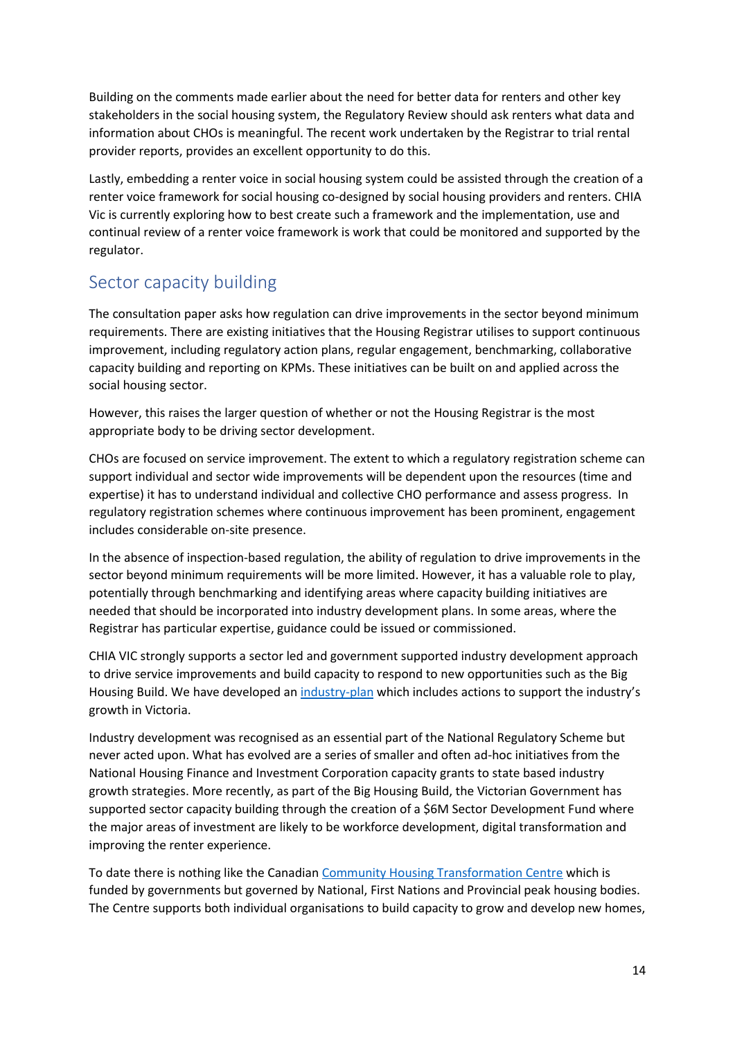Building on the comments made earlier about the need for better data for renters and other key stakeholders in the social housing system, the Regulatory Review should ask renters what data and information about CHOs is meaningful. The recent work undertaken by the Registrar to trial rental provider reports, provides an excellent opportunity to do this.

Lastly, embedding a renter voice in social housing system could be assisted through the creation of a renter voice framework for social housing co-designed by social housing providers and renters. CHIA Vic is currently exploring how to best create such a framework and the implementation, use and continual review of a renter voice framework is work that could be monitored and supported by the regulator.

## Sector capacity building

The consultation paper asks how regulation can drive improvements in the sector beyond minimum requirements. There are existing initiatives that the Housing Registrar utilises to support continuous improvement, including regulatory action plans, regular engagement, benchmarking, collaborative capacity building and reporting on KPMs. These initiatives can be built on and applied across the social housing sector.

However, this raises the larger question of whether or not the Housing Registrar is the most appropriate body to be driving sector development.

CHOs are focused on service improvement. The extent to which a regulatory registration scheme can support individual and sector wide improvements will be dependent upon the resources (time and expertise) it has to understand individual and collective CHO performance and assess progress. In regulatory registration schemes where continuous improvement has been prominent, engagement includes considerable on-site presence.

In the absence of inspection-based regulation, the ability of regulation to drive improvements in the sector beyond minimum requirements will be more limited. However, it has a valuable role to play, potentially through benchmarking and identifying areas where capacity building initiatives are needed that should be incorporated into industry development plans. In some areas, where the Registrar has particular expertise, guidance could be issued or commissioned.

CHIA VIC strongly supports a sector led and government supported industry development approach to drive service improvements and build capacity to respond to new opportunities such as the Big Housing Build. We have developed an industry-plan which includes actions to support the industry's growth in Victoria.

Industry development was recognised as an essential part of the National Regulatory Scheme but never acted upon. What has evolved are a series of smaller and often ad-hoc initiatives from the National Housing Finance and Investment Corporation capacity grants to state based industry growth strategies. More recently, as part of the Big Housing Build, the Victorian Government has supported sector capacity building through the creation of a $6M Sector Development Fund where the major areas of investment are likely to be workforce development, digital transformation and improving the renter experience.

To date there is nothing like the Canadian Community Housing Transformation Centre which is funded by governments but governed by National, First Nations and Provincial peak housing bodies. The Centre supports both individual organisations to build capacity to grow and develop new homes,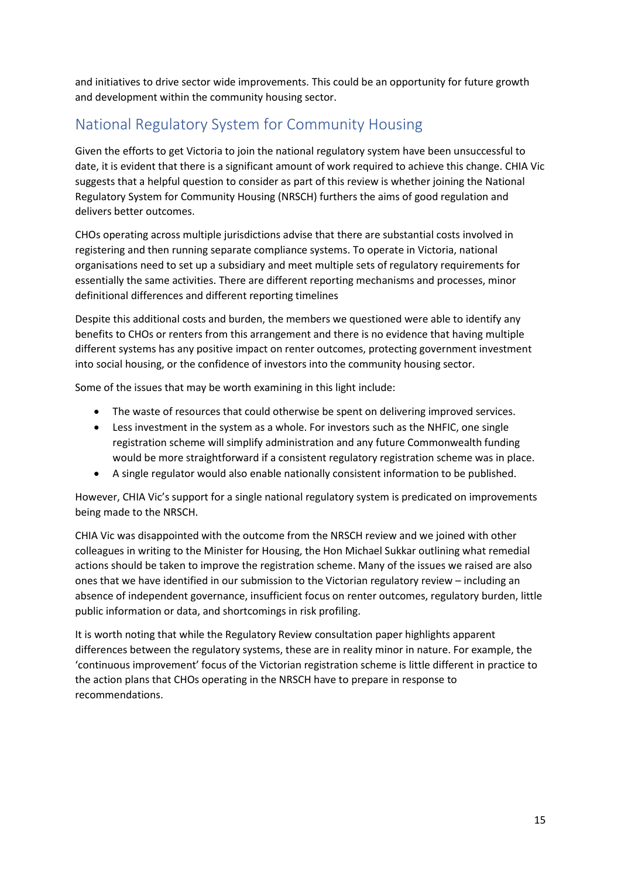and initiatives to drive sector wide improvements. This could be an opportunity for future growth and development within the community housing sector.

## National Regulatory System for Community Housing

Given the efforts to get Victoria to join the national regulatory system have been unsuccessful to date, it is evident that there is a significant amount of work required to achieve this change. CHIA Vic suggests that a helpful question to consider as part of this review is whether joining the National Regulatory System for Community Housing (NRSCH) furthers the aims of good regulation and delivers better outcomes.

CHOs operating across multiple jurisdictions advise that there are substantial costs involved in registering and then running separate compliance systems. To operate in Victoria, national organisations need to set up a subsidiary and meet multiple sets of regulatory requirements for essentially the same activities. There are different reporting mechanisms and processes, minor definitional differences and different reporting timelines

Despite this additional costs and burden, the members we questioned were able to identify any benefits to CHOs or renters from this arrangement and there is no evidence that having multiple different systems has any positive impact on renter outcomes, protecting government investment into social housing, or the confidence of investors into the community housing sector.

Some of the issues that may be worth examining in this light include:

- The waste of resources that could otherwise be spent on delivering improved services.
- Less investment in the system as a whole. For investors such as the NHFIC, one single registration scheme will simplify administration and any future Commonwealth funding would be more straightforward if a consistent regulatory registration scheme was in place.
- A single regulator would also enable nationally consistent information to be published.

However, CHIA Vic's support for a single national regulatory system is predicated on improvements being made to the NRSCH.

CHIA Vic was disappointed with the outcome from the NRSCH review and we joined with other colleagues in writing to the Minister for Housing, the Hon Michael Sukkar outlining what remedial actions should be taken to improve the registration scheme. Many of the issues we raised are also ones that we have identified in our submission to the Victorian regulatory review – including an absence of independent governance, insufficient focus on renter outcomes, regulatory burden, little public information or data, and shortcomings in risk profiling.

It is worth noting that while the Regulatory Review consultation paper highlights apparent differences between the regulatory systems, these are in reality minor in nature. For example, the 'continuous improvement' focus of the Victorian registration scheme is little different in practice to the action plans that CHOs operating in the NRSCH have to prepare in response to recommendations.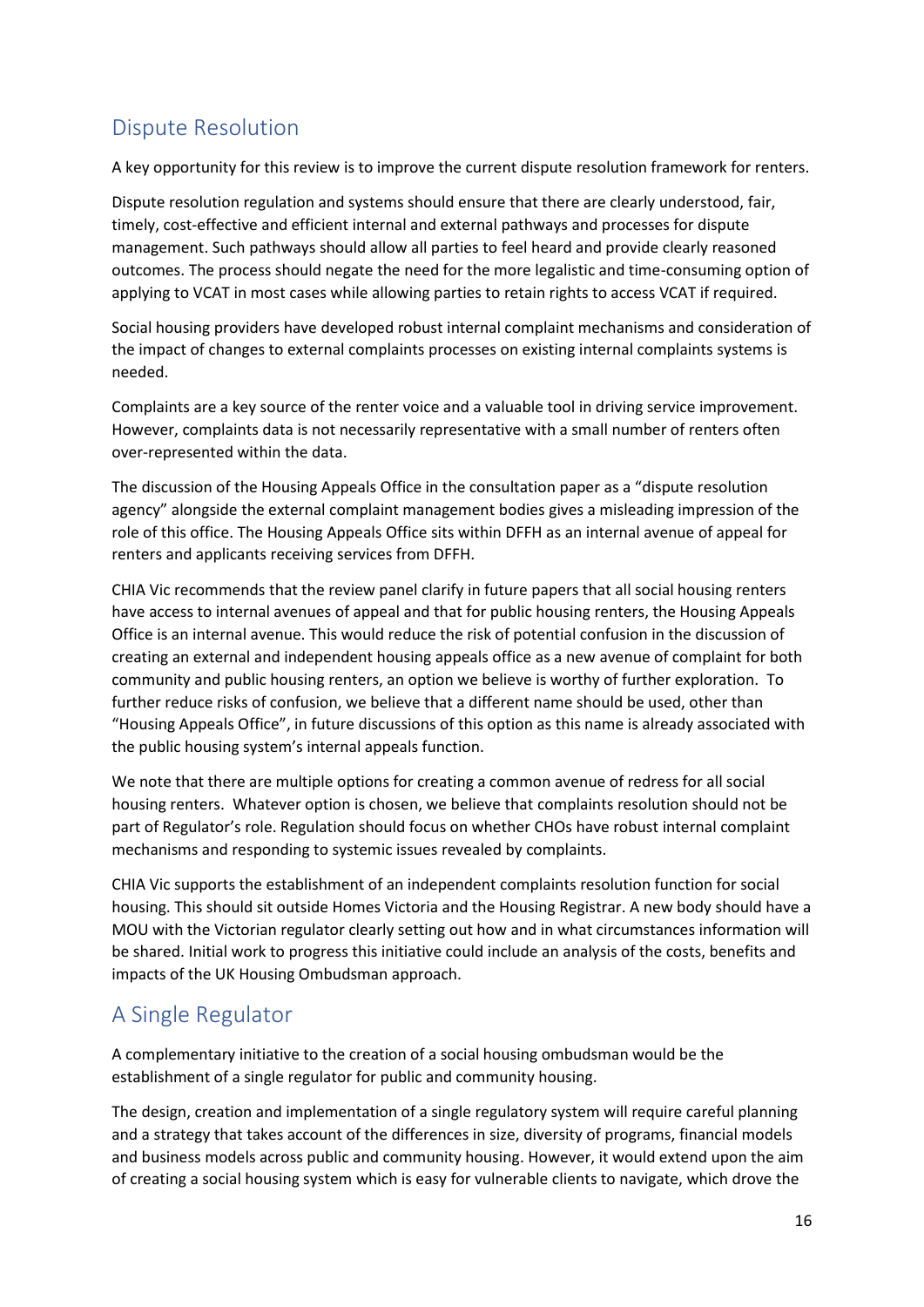## Dispute Resolution

A key opportunity for this review is to improve the current dispute resolution framework for renters.

Dispute resolution regulation and systems should ensure that there are clearly understood, fair, timely, cost-effective and efficient internal and external pathways and processes for dispute management. Such pathways should allow all parties to feel heard and provide clearly reasoned outcomes. The process should negate the need for the more legalistic and time-consuming option of applying to VCAT in most cases while allowing parties to retain rights to access VCAT if required.

Social housing providers have developed robust internal complaint mechanisms and consideration of the impact of changes to external complaints processes on existing internal complaints systems is needed.

Complaints are a key source of the renter voice and a valuable tool in driving service improvement. However, complaints data is not necessarily representative with a small number of renters often over-represented within the data.

The discussion of the Housing Appeals Office in the consultation paper as a "dispute resolution agency" alongside the external complaint management bodies gives a misleading impression of the role of this office. The Housing Appeals Office sits within DFFH as an internal avenue of appeal for renters and applicants receiving services from DFFH.

CHIA Vic recommends that the review panel clarify in future papers that all social housing renters have access to internal avenues of appeal and that for public housing renters, the Housing Appeals Office is an internal avenue. This would reduce the risk of potential confusion in the discussion of creating an external and independent housing appeals office as a new avenue of complaint for both community and public housing renters, an option we believe is worthy of further exploration. To further reduce risks of confusion, we believe that a different name should be used, other than "Housing Appeals Office", in future discussions of this option as this name is already associated with the public housing system's internal appeals function.

We note that there are multiple options for creating a common avenue of redress for all social housing renters. Whatever option is chosen, we believe that complaints resolution should not be part of Regulator's role. Regulation should focus on whether CHOs have robust internal complaint mechanisms and responding to systemic issues revealed by complaints.

CHIA Vic supports the establishment of an independent complaints resolution function for social housing. This should sit outside Homes Victoria and the Housing Registrar. A new body should have a MOU with the Victorian regulator clearly setting out how and in what circumstances information will be shared. Initial work to progress this initiative could include an analysis of the costs, benefits and impacts of the UK Housing Ombudsman approach.

## A Single Regulator

A complementary initiative to the creation of a social housing ombudsman would be the establishment of a single regulator for public and community housing.

The design, creation and implementation of a single regulatory system will require careful planning and a strategy that takes account of the differences in size, diversity of programs, financial models and business models across public and community housing. However, it would extend upon the aim of creating a social housing system which is easy for vulnerable clients to navigate, which drove the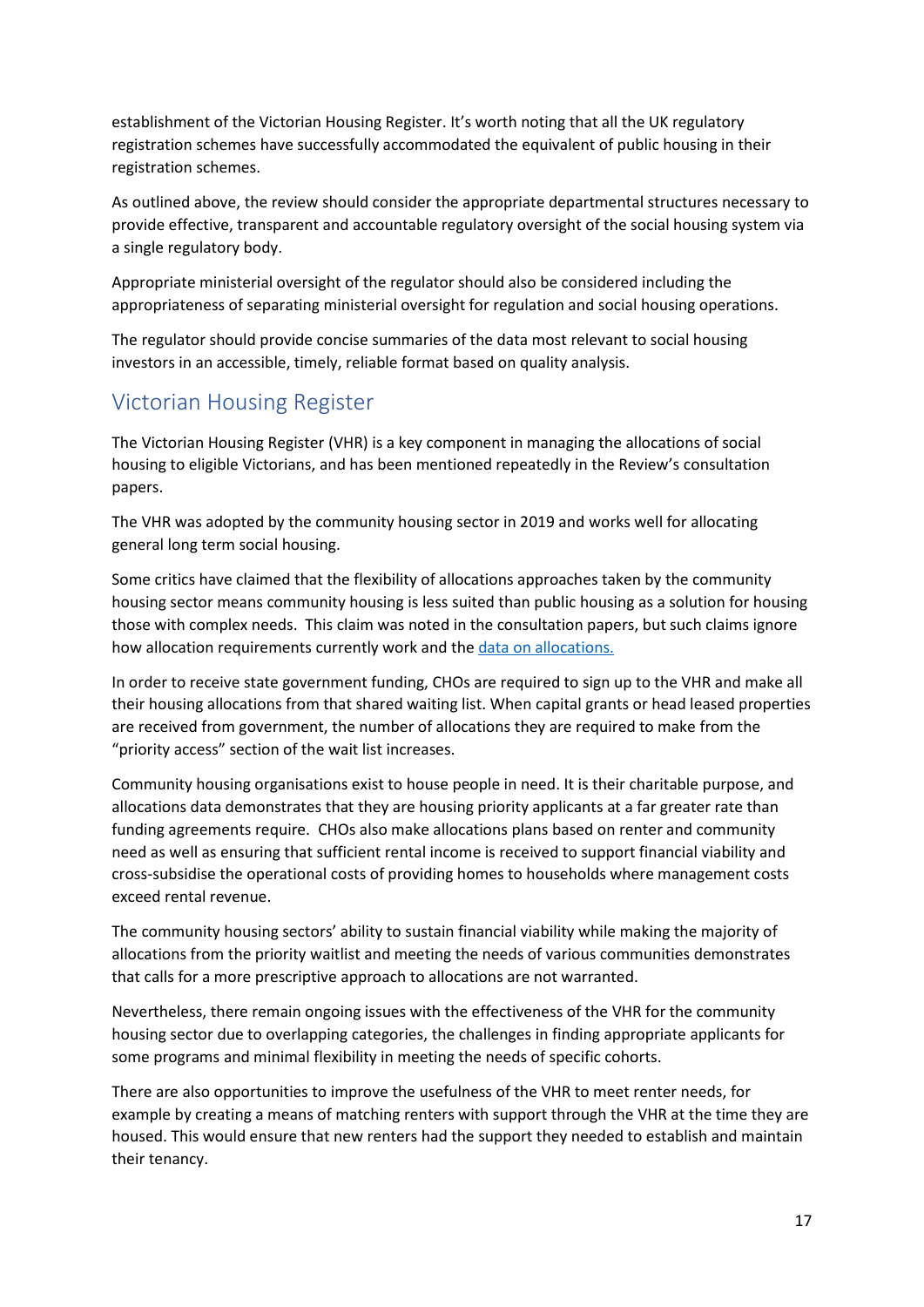establishment of the Victorian Housing Register. It's worth noting that all the UK regulatory registration schemes have successfully accommodated the equivalent of public housing in their registration schemes.

As outlined above, the review should consider the appropriate departmental structures necessary to provide effective, transparent and accountable regulatory oversight of the social housing system via a single regulatory body.

Appropriate ministerial oversight of the regulator should also be considered including the appropriateness of separating ministerial oversight for regulation and social housing operations.

The regulator should provide concise summaries of the data most relevant to social housing investors in an accessible, timely, reliable format based on quality analysis.

## Victorian Housing Register

The Victorian Housing Register (VHR) is a key component in managing the allocations of social housing to eligible Victorians, and has been mentioned repeatedly in the Review's consultation papers.

The VHR was adopted by the community housing sector in 2019 and works well for allocating general long term social housing.

Some critics have claimed that the flexibility of allocations approaches taken by the community housing sector means community housing is less suited than public housing as a solution for housing those with complex needs. This claim was noted in the consultation papers, but such claims ignore how allocation requirements currently work and the data on allocations.

In order to receive state government funding, CHOs are required to sign up to the VHR and make all their housing allocations from that shared waiting list. When capital grants or head leased properties are received from government, the number of allocations they are required to make from the "priority access" section of the wait list increases.

Community housing organisations exist to house people in need. It is their charitable purpose, and allocations data demonstrates that they are housing priority applicants at a far greater rate than funding agreements require. CHOs also make allocations plans based on renter and community need as well as ensuring that sufficient rental income is received to support financial viability and cross-subsidise the operational costs of providing homes to households where management costs exceed rental revenue.

The community housing sectors' ability to sustain financial viability while making the majority of allocations from the priority waitlist and meeting the needs of various communities demonstrates that calls for a more prescriptive approach to allocations are not warranted.

Nevertheless, there remain ongoing issues with the effectiveness of the VHR for the community housing sector due to overlapping categories, the challenges in finding appropriate applicants for some programs and minimal flexibility in meeting the needs of specific cohorts.

There are also opportunities to improve the usefulness of the VHR to meet renter needs, for example by creating a means of matching renters with support through the VHR at the time they are housed. This would ensure that new renters had the support they needed to establish and maintain their tenancy.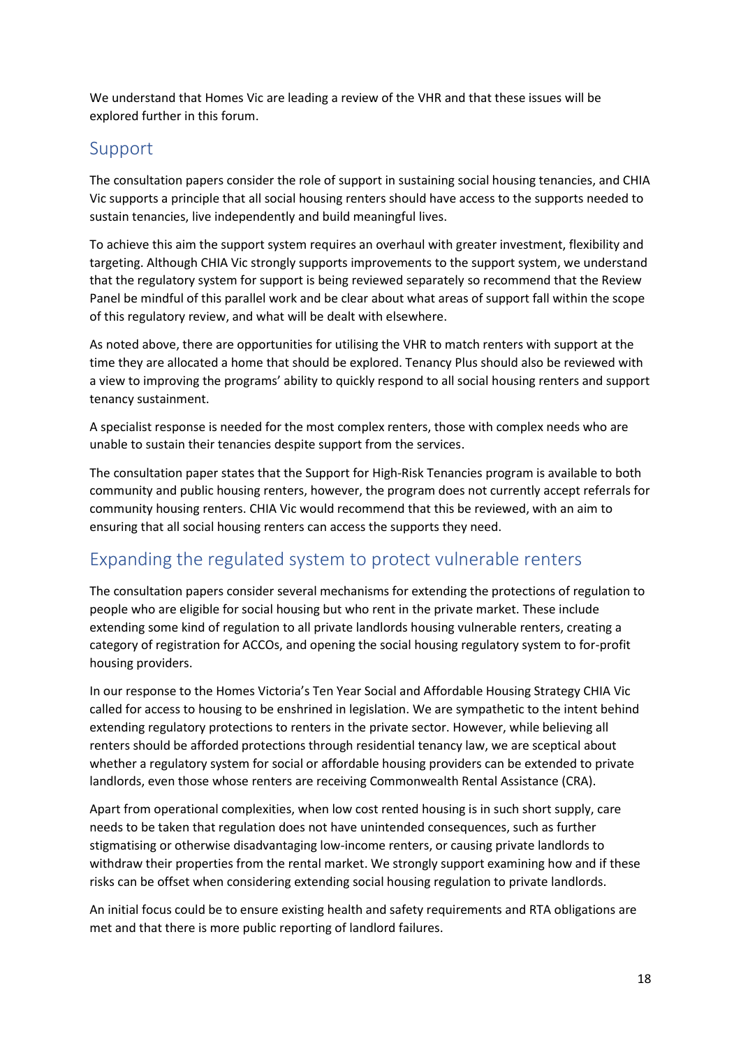We understand that Homes Vic are leading a review of the VHR and that these issues will be explored further in this forum.

## Support

The consultation papers consider the role of support in sustaining social housing tenancies, and CHIA Vic supports a principle that all social housing renters should have access to the supports needed to sustain tenancies, live independently and build meaningful lives.

To achieve this aim the support system requires an overhaul with greater investment, flexibility and targeting. Although CHIA Vic strongly supports improvements to the support system, we understand that the regulatory system for support is being reviewed separately so recommend that the Review Panel be mindful of this parallel work and be clear about what areas of support fall within the scope of this regulatory review, and what will be dealt with elsewhere.

As noted above, there are opportunities for utilising the VHR to match renters with support at the time they are allocated a home that should be explored. Tenancy Plus should also be reviewed with a view to improving the programs' ability to quickly respond to all social housing renters and support tenancy sustainment.

A specialist response is needed for the most complex renters, those with complex needs who are unable to sustain their tenancies despite support from the services.

The consultation paper states that the Support for High-Risk Tenancies program is available to both community and public housing renters, however, the program does not currently accept referrals for community housing renters. CHIA Vic would recommend that this be reviewed, with an aim to ensuring that all social housing renters can access the supports they need.

## Expanding the regulated system to protect vulnerable renters

The consultation papers consider several mechanisms for extending the protections of regulation to people who are eligible for social housing but who rent in the private market. These include extending some kind of regulation to all private landlords housing vulnerable renters, creating a category of registration for ACCOs, and opening the social housing regulatory system to for-profit housing providers.

In our response to the Homes Victoria's Ten Year Social and Affordable Housing Strategy CHIA Vic called for access to housing to be enshrined in legislation. We are sympathetic to the intent behind extending regulatory protections to renters in the private sector. However, while believing all renters should be afforded protections through residential tenancy law, we are sceptical about whether a regulatory system for social or affordable housing providers can be extended to private landlords, even those whose renters are receiving Commonwealth Rental Assistance (CRA).

Apart from operational complexities, when low cost rented housing is in such short supply, care needs to be taken that regulation does not have unintended consequences, such as further stigmatising or otherwise disadvantaging low-income renters, or causing private landlords to withdraw their properties from the rental market. We strongly support examining how and if these risks can be offset when considering extending social housing regulation to private landlords.

An initial focus could be to ensure existing health and safety requirements and RTA obligations are met and that there is more public reporting of landlord failures.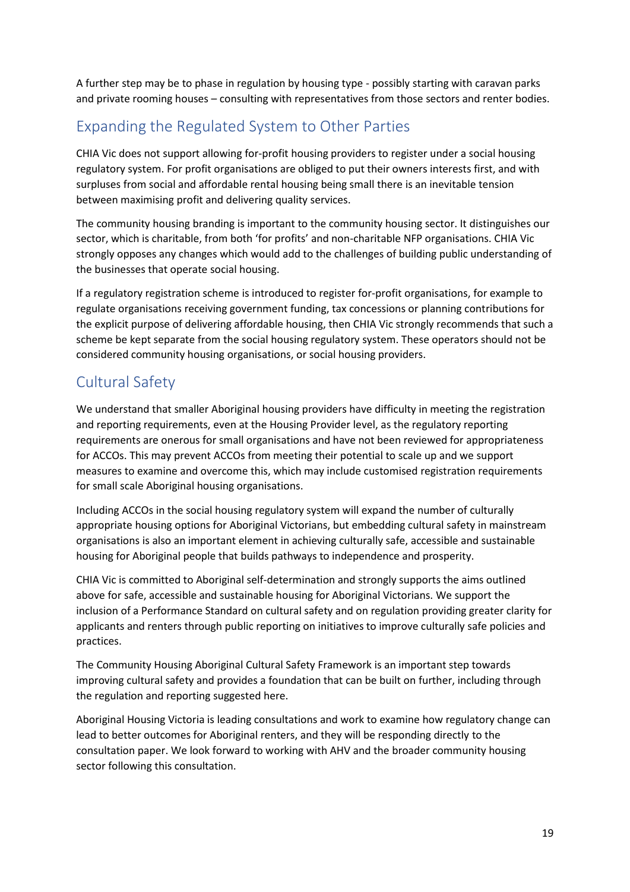A further step may be to phase in regulation by housing type - possibly starting with caravan parks and private rooming houses – consulting with representatives from those sectors and renter bodies.

## Expanding the Regulated System to Other Parties

CHIA Vic does not support allowing for-profit housing providers to register under a social housing regulatory system. For profit organisations are obliged to put their owners interests first, and with surpluses from social and affordable rental housing being small there is an inevitable tension between maximising profit and delivering quality services.

The community housing branding is important to the community housing sector. It distinguishes our sector, which is charitable, from both 'for profits' and non-charitable NFP organisations. CHIA Vic strongly opposes any changes which would add to the challenges of building public understanding of the businesses that operate social housing.

If a regulatory registration scheme is introduced to register for-profit organisations, for example to regulate organisations receiving government funding, tax concessions or planning contributions for the explicit purpose of delivering affordable housing, then CHIA Vic strongly recommends that such a scheme be kept separate from the social housing regulatory system. These operators should not be considered community housing organisations, or social housing providers.

## Cultural Safety

We understand that smaller Aboriginal housing providers have difficulty in meeting the registration and reporting requirements, even at the Housing Provider level, as the regulatory reporting requirements are onerous for small organisations and have not been reviewed for appropriateness for ACCOs. This may prevent ACCOs from meeting their potential to scale up and we support measures to examine and overcome this, which may include customised registration requirements for small scale Aboriginal housing organisations.

Including ACCOs in the social housing regulatory system will expand the number of culturally appropriate housing options for Aboriginal Victorians, but embedding cultural safety in mainstream organisations is also an important element in achieving culturally safe, accessible and sustainable housing for Aboriginal people that builds pathways to independence and prosperity.

CHIA Vic is committed to Aboriginal self-determination and strongly supports the aims outlined above for safe, accessible and sustainable housing for Aboriginal Victorians. We support the inclusion of a Performance Standard on cultural safety and on regulation providing greater clarity for applicants and renters through public reporting on initiatives to improve culturally safe policies and practices.

The Community Housing Aboriginal Cultural Safety Framework is an important step towards improving cultural safety and provides a foundation that can be built on further, including through the regulation and reporting suggested here.

Aboriginal Housing Victoria is leading consultations and work to examine how regulatory change can lead to better outcomes for Aboriginal renters, and they will be responding directly to the consultation paper. We look forward to working with AHV and the broader community housing sector following this consultation.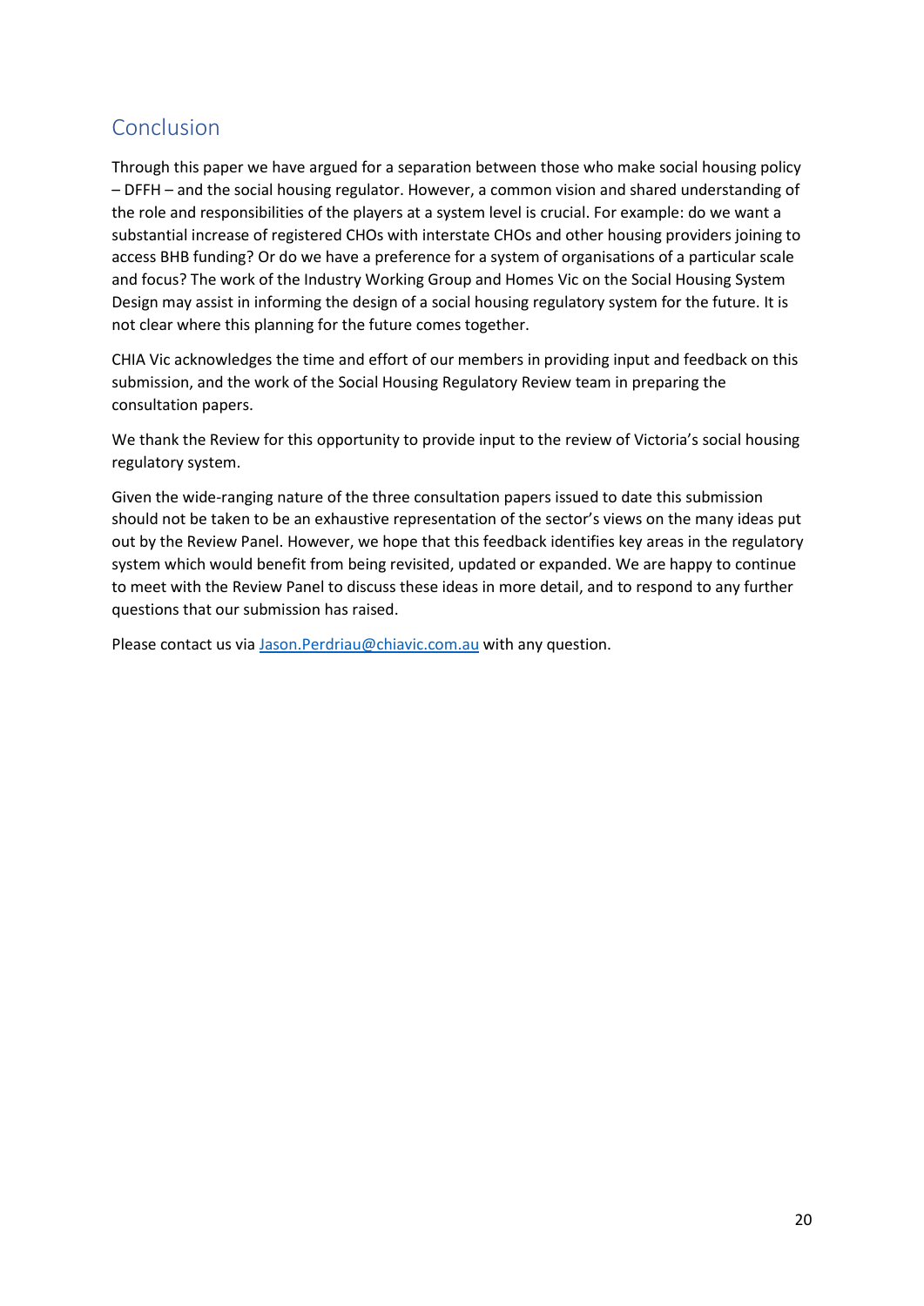## Conclusion

Through this paper we have argued for a separation between those who make social housing policy – DFFH – and the social housing regulator. However, a common vision and shared understanding of the role and responsibilities of the players at a system level is crucial. For example: do we want a substantial increase of registered CHOs with interstate CHOs and other housing providers joining to access BHB funding? Or do we have a preference for a system of organisations of a particular scale and focus? The work of the Industry Working Group and Homes Vic on the Social Housing System Design may assist in informing the design of a social housing regulatory system for the future. It is not clear where this planning for the future comes together.

CHIA Vic acknowledges the time and effort of our members in providing input and feedback on this submission, and the work of the Social Housing Regulatory Review team in preparing the consultation papers.

We thank the Review for this opportunity to provide input to the review of Victoria's social housing regulatory system.

Given the wide-ranging nature of the three consultation papers issued to date this submission should not be taken to be an exhaustive representation of the sector's views on the many ideas put out by the Review Panel. However, we hope that this feedback identifies key areas in the regulatory system which would benefit from being revisited, updated or expanded. We are happy to continue to meet with the Review Panel to discuss these ideas in more detail, and to respond to any further questions that our submission has raised.

Please contact us via [Jason.Perdriau@chiavic.com.au](mailto:Jason.Perdriau@chiavic.com.au) with any question.